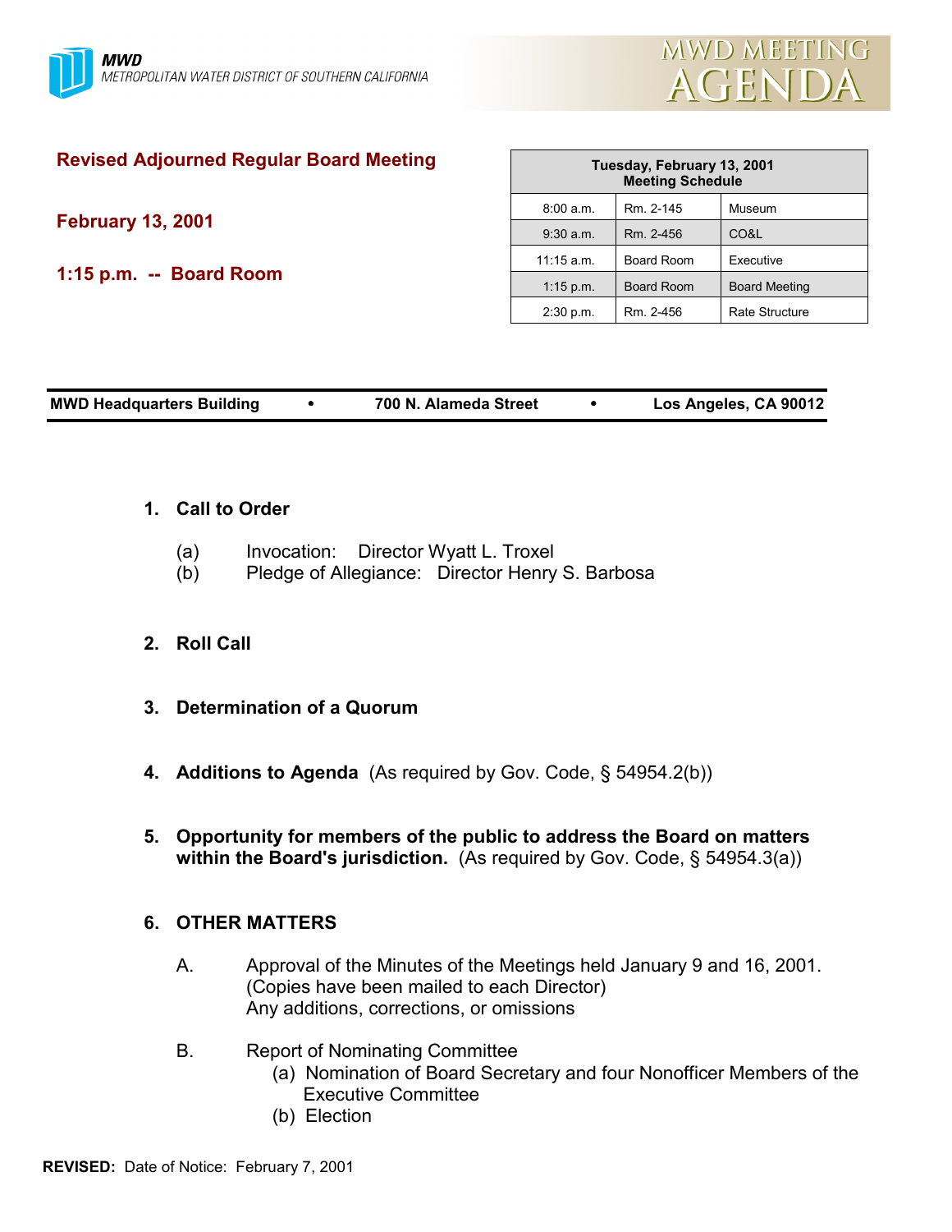**MWD**
*METROPOLITAN WATER DISTRICT OF SOUTHERN CALIFORNIA*

# MWD MEETING AGENDA

## Revised Adjourned Regular Board Meeting

**February 13, 2001**

**1:15 p.m. -- Board Room**

| Tuesday, February 13, 2001 Meeting Schedule | | |
|---|---|---|
| 8:00 a.m. | Rm. 2-145 | Museum |
| 9:30 a.m. | Rm. 2-456 | CO&L |
| 11:15 a.m. | Board Room | Executive |
| 1:15 p.m. | Board Room | Board Meeting |
| 2:30 p.m. | Rm. 2-456 | Rate Structure |

**MWD Headquarters Building • 700 N. Alameda Street • Los Angeles, CA 90012**

1. **Call to Order**

   (a) Invocation: Director Wyatt L. Troxel
   (b) Pledge of Allegiance: Director Henry S. Barbosa

2. **Roll Call**

3. **Determination of a Quorum**

4. **Additions to Agenda** (As required by Gov. Code, § 54954.2(b))

5. **Opportunity for members of the public to address the Board on matters within the Board's jurisdiction.** (As required by Gov. Code, § 54954.3(a))

6. **OTHER MATTERS**

   A. Approval of the Minutes of the Meetings held January 9 and 16, 2001. (Copies have been mailed to each Director)
   Any additions, corrections, or omissions

   B. Report of Nominating Committee
      (a) Nomination of Board Secretary and four Nonofficer Members of the Executive Committee
      (b) Election

**REVISED:** Date of Notice: February 7, 2001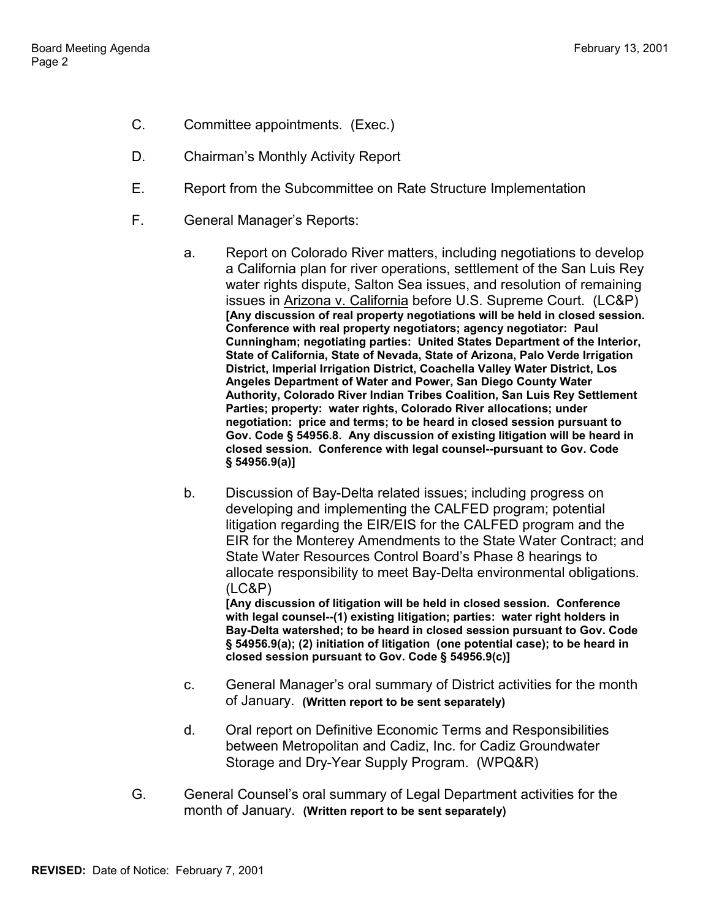C. Committee appointments. (Exec.)

D. Chairman's Monthly Activity Report

E. Report from the Subcommittee on Rate Structure Implementation

F. General Manager's Reports:

   a. Report on Colorado River matters, including negotiations to develop a California plan for river operations, settlement of the San Luis Rey water rights dispute, Salton Sea issues, and resolution of remaining issues in Arizona v. California before U.S. Supreme Court. (LC&P)
   **[Any discussion of real property negotiations will be held in closed session. Conference with real property negotiators; agency negotiator: Paul Cunningham; negotiating parties: United States Department of the Interior, State of California, State of Nevada, State of Arizona, Palo Verde Irrigation District, Imperial Irrigation District, Coachella Valley Water District, Los Angeles Department of Water and Power, San Diego County Water Authority, Colorado River Indian Tribes Coalition, San Luis Rey Settlement Parties; property: water rights, Colorado River allocations; under negotiation: price and terms; to be heard in closed session pursuant to Gov. Code § 54956.8. Any discussion of existing litigation will be heard in closed session. Conference with legal counsel--pursuant to Gov. Code § 54956.9(a)]**

   b. Discussion of Bay-Delta related issues; including progress on developing and implementing the CALFED program; potential litigation regarding the EIR/EIS for the CALFED program and the EIR for the Monterey Amendments to the State Water Contract; and State Water Resources Control Board's Phase 8 hearings to allocate responsibility to meet Bay-Delta environmental obligations. (LC&P)
   **[Any discussion of litigation will be held in closed session. Conference with legal counsel--(1) existing litigation; parties: water right holders in Bay-Delta watershed; to be heard in closed session pursuant to Gov. Code § 54956.9(a); (2) initiation of litigation (one potential case); to be heard in closed session pursuant to Gov. Code § 54956.9(c)]**

   c. General Manager's oral summary of District activities for the month of January. **(Written report to be sent separately)**

   d. Oral report on Definitive Economic Terms and Responsibilities between Metropolitan and Cadiz, Inc. for Cadiz Groundwater Storage and Dry-Year Supply Program. (WPQ&R)

G. General Counsel's oral summary of Legal Department activities for the month of January. **(Written report to be sent separately)**

**REVISED:** Date of Notice: February 7, 2001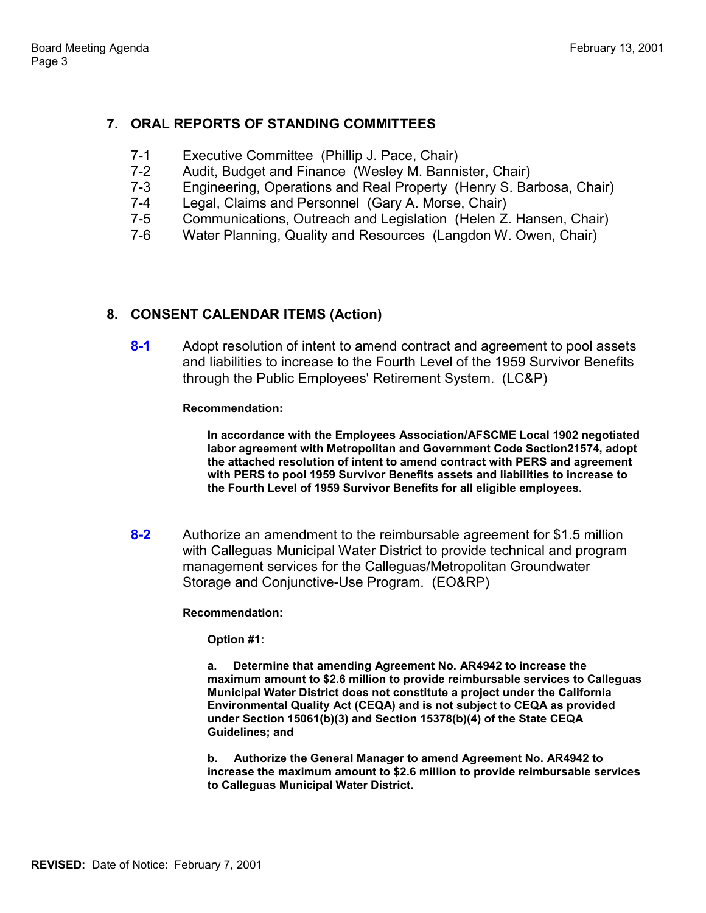## 7. ORAL REPORTS OF STANDING COMMITTEES

- 7-1 Executive Committee (Phillip J. Pace, Chair)
- 7-2 Audit, Budget and Finance (Wesley M. Bannister, Chair)
- 7-3 Engineering, Operations and Real Property (Henry S. Barbosa, Chair)
- 7-4 Legal, Claims and Personnel (Gary A. Morse, Chair)
- 7-5 Communications, Outreach and Legislation (Helen Z. Hansen, Chair)
- 7-6 Water Planning, Quality and Resources (Langdon W. Owen, Chair)

## 8. CONSENT CALENDAR ITEMS (Action)

**8-1** Adopt resolution of intent to amend contract and agreement to pool assets and liabilities to increase to the Fourth Level of the 1959 Survivor Benefits through the Public Employees' Retirement System. (LC&P)

**Recommendation:**

**In accordance with the Employees Association/AFSCME Local 1902 negotiated labor agreement with Metropolitan and Government Code Section21574, adopt the attached resolution of intent to amend contract with PERS and agreement with PERS to pool 1959 Survivor Benefits assets and liabilities to increase to the Fourth Level of 1959 Survivor Benefits for all eligible employees.**

**8-2** Authorize an amendment to the reimbursable agreement for $1.5 million with Calleguas Municipal Water District to provide technical and program management services for the Calleguas/Metropolitan Groundwater Storage and Conjunctive-Use Program. (EO&RP)

**Recommendation:**

**Option #1:**

**a. Determine that amending Agreement No. AR4942 to increase the maximum amount to $2.6 million to provide reimbursable services to Calleguas Municipal Water District does not constitute a project under the California Environmental Quality Act (CEQA) and is not subject to CEQA as provided under Section 15061(b)(3) and Section 15378(b)(4) of the State CEQA Guidelines; and**

**b. Authorize the General Manager to amend Agreement No. AR4942 to increase the maximum amount to $2.6 million to provide reimbursable services to Calleguas Municipal Water District.**

**REVISED:** Date of Notice: February 7, 2001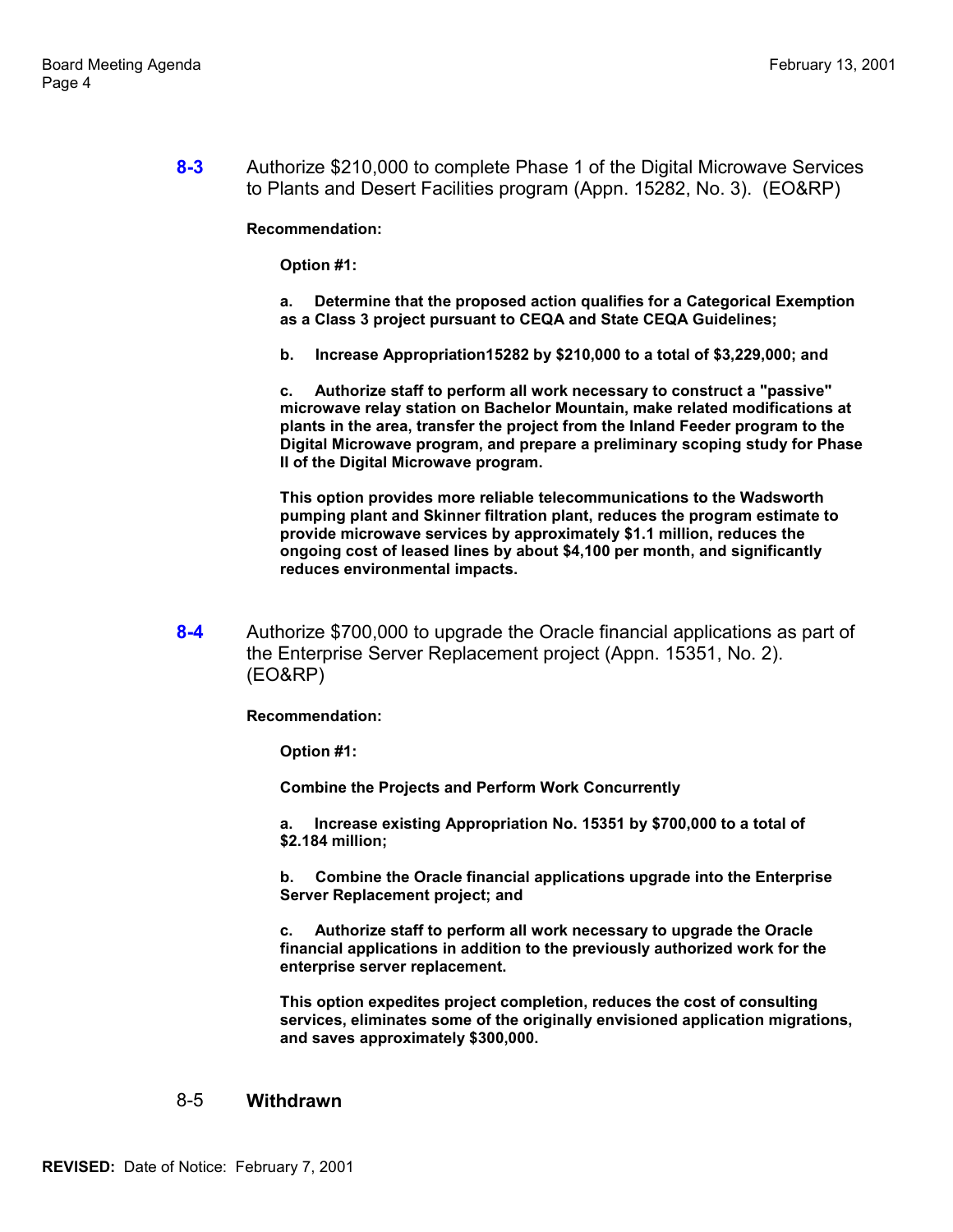**8-3** Authorize $210,000 to complete Phase 1 of the Digital Microwave Services to Plants and Desert Facilities program (Appn. 15282, No. 3). (EO&RP)

**Recommendation:**

**Option #1:**

**a. Determine that the proposed action qualifies for a Categorical Exemption as a Class 3 project pursuant to CEQA and State CEQA Guidelines;**

**b. Increase Appropriation15282 by $210,000 to a total of $3,229,000; and**

**c. Authorize staff to perform all work necessary to construct a "passive" microwave relay station on Bachelor Mountain, make related modifications at plants in the area, transfer the project from the Inland Feeder program to the Digital Microwave program, and prepare a preliminary scoping study for Phase II of the Digital Microwave program.**

**This option provides more reliable telecommunications to the Wadsworth pumping plant and Skinner filtration plant, reduces the program estimate to provide microwave services by approximately $1.1 million, reduces the ongoing cost of leased lines by about $4,100 per month, and significantly reduces environmental impacts.**

**8-4** Authorize $700,000 to upgrade the Oracle financial applications as part of the Enterprise Server Replacement project (Appn. 15351, No. 2). (EO&RP)

**Recommendation:**

**Option #1:**

**Combine the Projects and Perform Work Concurrently**

**a. Increase existing Appropriation No. 15351 by $700,000 to a total of $2.184 million;**

**b. Combine the Oracle financial applications upgrade into the Enterprise Server Replacement project; and**

**c. Authorize staff to perform all work necessary to upgrade the Oracle financial applications in addition to the previously authorized work for the enterprise server replacement.**

**This option expedites project completion, reduces the cost of consulting services, eliminates some of the originally envisioned application migrations, and saves approximately $300,000.**

8-5 **Withdrawn**

**REVISED:** Date of Notice: February 7, 2001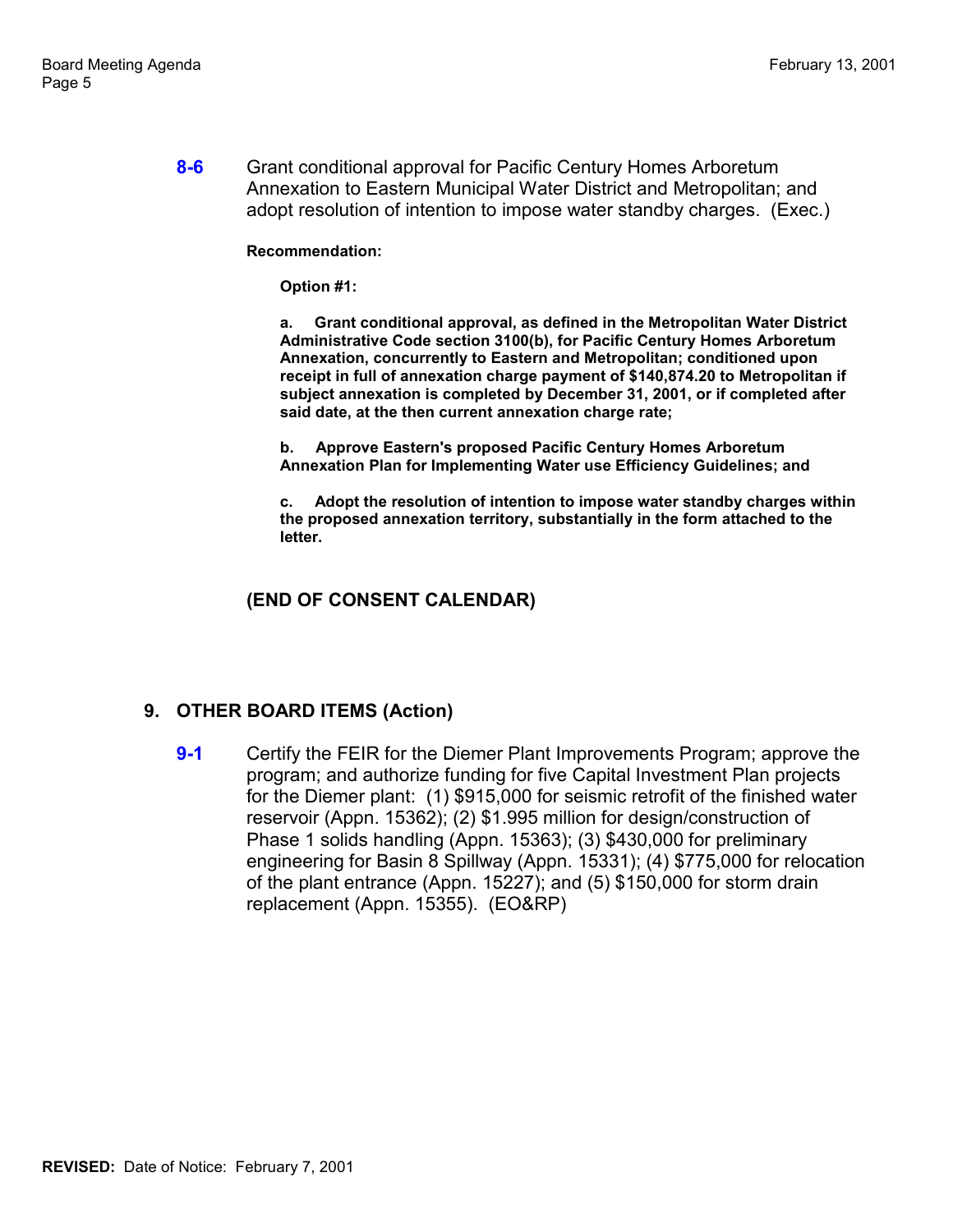**8-6** Grant conditional approval for Pacific Century Homes Arboretum Annexation to Eastern Municipal Water District and Metropolitan; and adopt resolution of intention to impose water standby charges. (Exec.)

**Recommendation:**

**Option #1:**

**a. Grant conditional approval, as defined in the Metropolitan Water District Administrative Code section 3100(b), for Pacific Century Homes Arboretum Annexation, concurrently to Eastern and Metropolitan; conditioned upon receipt in full of annexation charge payment of $140,874.20 to Metropolitan if subject annexation is completed by December 31, 2001, or if completed after said date, at the then current annexation charge rate;**

**b. Approve Eastern's proposed Pacific Century Homes Arboretum Annexation Plan for Implementing Water use Efficiency Guidelines; and**

**c. Adopt the resolution of intention to impose water standby charges within the proposed annexation territory, substantially in the form attached to the letter.**

**(END OF CONSENT CALENDAR)**

## 9. OTHER BOARD ITEMS (Action)

**9-1** Certify the FEIR for the Diemer Plant Improvements Program; approve the program; and authorize funding for five Capital Investment Plan projects for the Diemer plant: (1) $915,000 for seismic retrofit of the finished water reservoir (Appn. 15362); (2) $1.995 million for design/construction of Phase 1 solids handling (Appn. 15363); (3) $430,000 for preliminary engineering for Basin 8 Spillway (Appn. 15331); (4) $775,000 for relocation of the plant entrance (Appn. 15227); and (5) $150,000 for storm drain replacement (Appn. 15355). (EO&RP)

**REVISED:** Date of Notice: February 7, 2001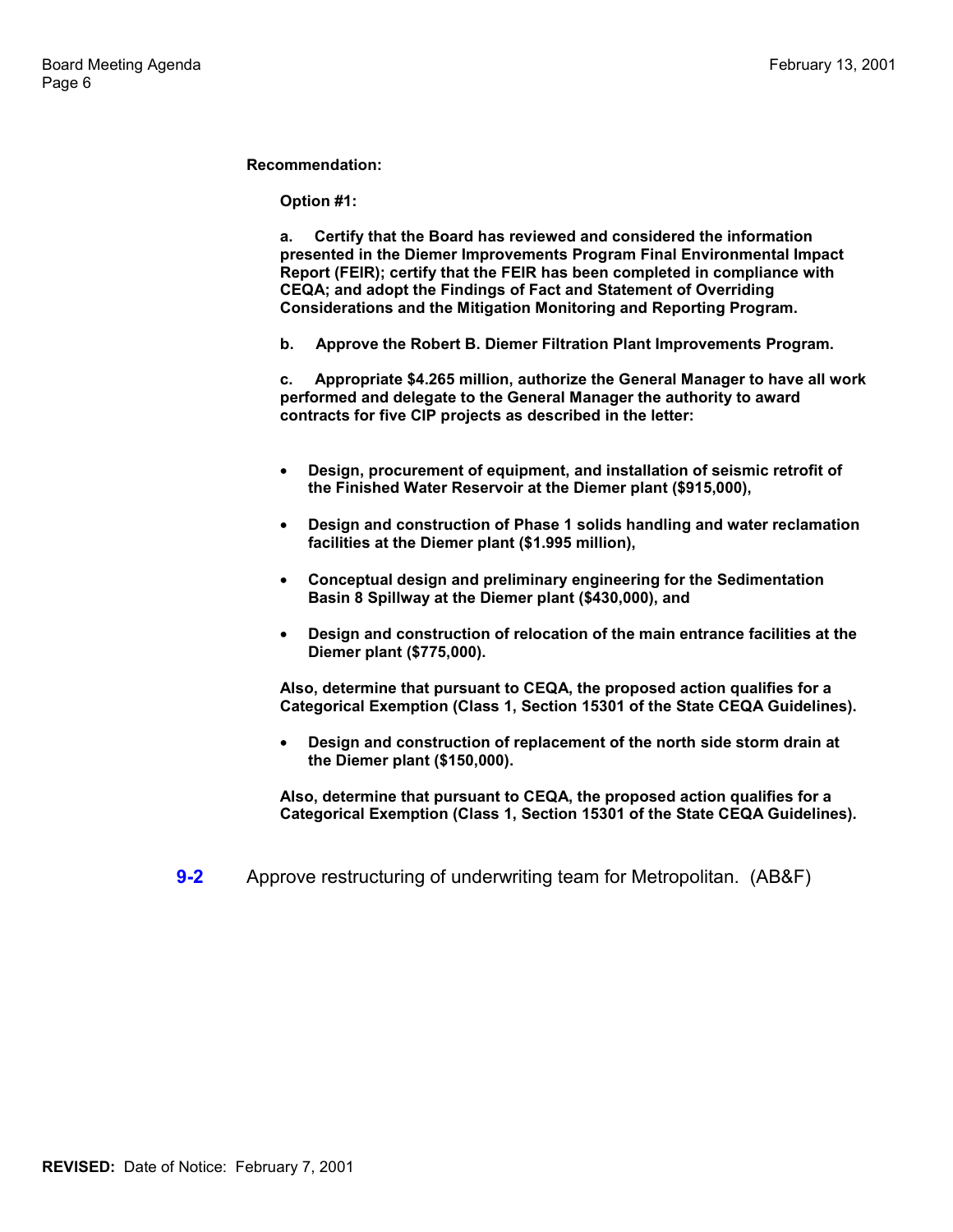**Recommendation:**

**Option #1:**

**a. Certify that the Board has reviewed and considered the information presented in the Diemer Improvements Program Final Environmental Impact Report (FEIR); certify that the FEIR has been completed in compliance with CEQA; and adopt the Findings of Fact and Statement of Overriding Considerations and the Mitigation Monitoring and Reporting Program.**

**b. Approve the Robert B. Diemer Filtration Plant Improvements Program.**

**c. Appropriate $4.265 million, authorize the General Manager to have all work performed and delegate to the General Manager the authority to award contracts for five CIP projects as described in the letter:**

- **Design, procurement of equipment, and installation of seismic retrofit of the Finished Water Reservoir at the Diemer plant ($915,000),**
- **Design and construction of Phase 1 solids handling and water reclamation facilities at the Diemer plant ($1.995 million),**
- **Conceptual design and preliminary engineering for the Sedimentation Basin 8 Spillway at the Diemer plant ($430,000), and**
- **Design and construction of relocation of the main entrance facilities at the Diemer plant ($775,000).**

**Also, determine that pursuant to CEQA, the proposed action qualifies for a Categorical Exemption (Class 1, Section 15301 of the State CEQA Guidelines).**

- **Design and construction of replacement of the north side storm drain at the Diemer plant ($150,000).**

**Also, determine that pursuant to CEQA, the proposed action qualifies for a Categorical Exemption (Class 1, Section 15301 of the State CEQA Guidelines).**

**9-2** Approve restructuring of underwriting team for Metropolitan. (AB&F)

**REVISED:** Date of Notice: February 7, 2001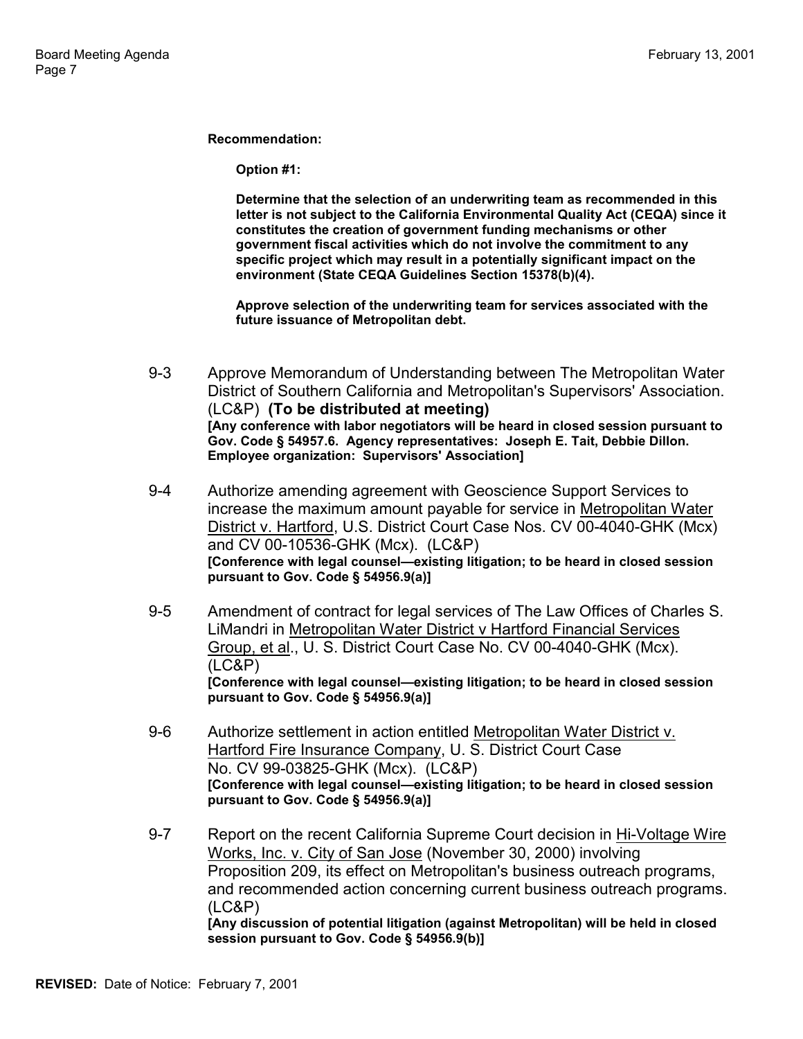**Recommendation:**

**Option #1:**

**Determine that the selection of an underwriting team as recommended in this letter is not subject to the California Environmental Quality Act (CEQA) since it constitutes the creation of government funding mechanisms or other government fiscal activities which do not involve the commitment to any specific project which may result in a potentially significant impact on the environment (State CEQA Guidelines Section 15378(b)(4).**

**Approve selection of the underwriting team for services associated with the future issuance of Metropolitan debt.**

9-3 Approve Memorandum of Understanding between The Metropolitan Water District of Southern California and Metropolitan's Supervisors' Association. (LC&P) **(To be distributed at meeting)**
**[Any conference with labor negotiators will be heard in closed session pursuant to Gov. Code § 54957.6. Agency representatives: Joseph E. Tait, Debbie Dillon. Employee organization: Supervisors' Association]**

9-4 Authorize amending agreement with Geoscience Support Services to increase the maximum amount payable for service in Metropolitan Water District v. Hartford, U.S. District Court Case Nos. CV 00-4040-GHK (Mcx) and CV 00-10536-GHK (Mcx). (LC&P)
**[Conference with legal counsel—existing litigation; to be heard in closed session pursuant to Gov. Code § 54956.9(a)]**

9-5 Amendment of contract for legal services of The Law Offices of Charles S. LiMandri in Metropolitan Water District v Hartford Financial Services Group, et al., U. S. District Court Case No. CV 00-4040-GHK (Mcx). (LC&P)
**[Conference with legal counsel—existing litigation; to be heard in closed session pursuant to Gov. Code § 54956.9(a)]**

9-6 Authorize settlement in action entitled Metropolitan Water District v. Hartford Fire Insurance Company, U. S. District Court Case No. CV 99-03825-GHK (Mcx). (LC&P)
**[Conference with legal counsel—existing litigation; to be heard in closed session pursuant to Gov. Code § 54956.9(a)]**

9-7 Report on the recent California Supreme Court decision in Hi-Voltage Wire Works, Inc. v. City of San Jose (November 30, 2000) involving Proposition 209, its effect on Metropolitan's business outreach programs, and recommended action concerning current business outreach programs. (LC&P)
**[Any discussion of potential litigation (against Metropolitan) will be held in closed session pursuant to Gov. Code § 54956.9(b)]**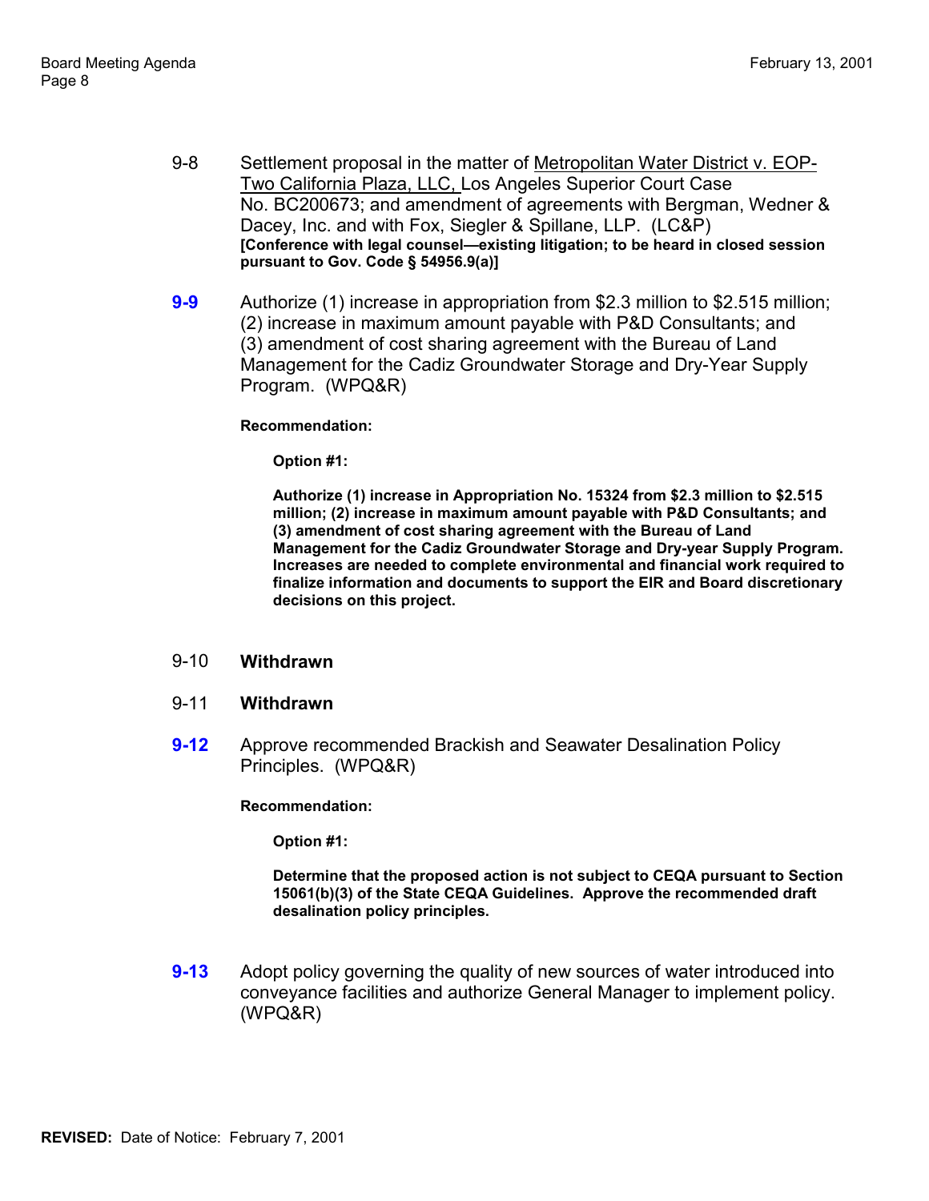9-8 Settlement proposal in the matter of Metropolitan Water District v. EOP-Two California Plaza, LLC, Los Angeles Superior Court Case No. BC200673; and amendment of agreements with Bergman, Wedner & Dacey, Inc. and with Fox, Siegler & Spillane, LLP. (LC&P)
**[Conference with legal counsel—existing litigation; to be heard in closed session pursuant to Gov. Code § 54956.9(a)]**

**9-9** Authorize (1) increase in appropriation from $2.3 million to $2.515 million; (2) increase in maximum amount payable with P&D Consultants; and (3) amendment of cost sharing agreement with the Bureau of Land Management for the Cadiz Groundwater Storage and Dry-Year Supply Program. (WPQ&R)

**Recommendation:**

**Option #1:**

**Authorize (1) increase in Appropriation No. 15324 from $2.3 million to $2.515 million; (2) increase in maximum amount payable with P&D Consultants; and (3) amendment of cost sharing agreement with the Bureau of Land Management for the Cadiz Groundwater Storage and Dry-year Supply Program. Increases are needed to complete environmental and financial work required to finalize information and documents to support the EIR and Board discretionary decisions on this project.**

9-10 **Withdrawn**

9-11 **Withdrawn**

**9-12** Approve recommended Brackish and Seawater Desalination Policy Principles. (WPQ&R)

**Recommendation:**

**Option #1:**

**Determine that the proposed action is not subject to CEQA pursuant to Section 15061(b)(3) of the State CEQA Guidelines. Approve the recommended draft desalination policy principles.**

**9-13** Adopt policy governing the quality of new sources of water introduced into conveyance facilities and authorize General Manager to implement policy. (WPQ&R)

**REVISED:** Date of Notice: February 7, 2001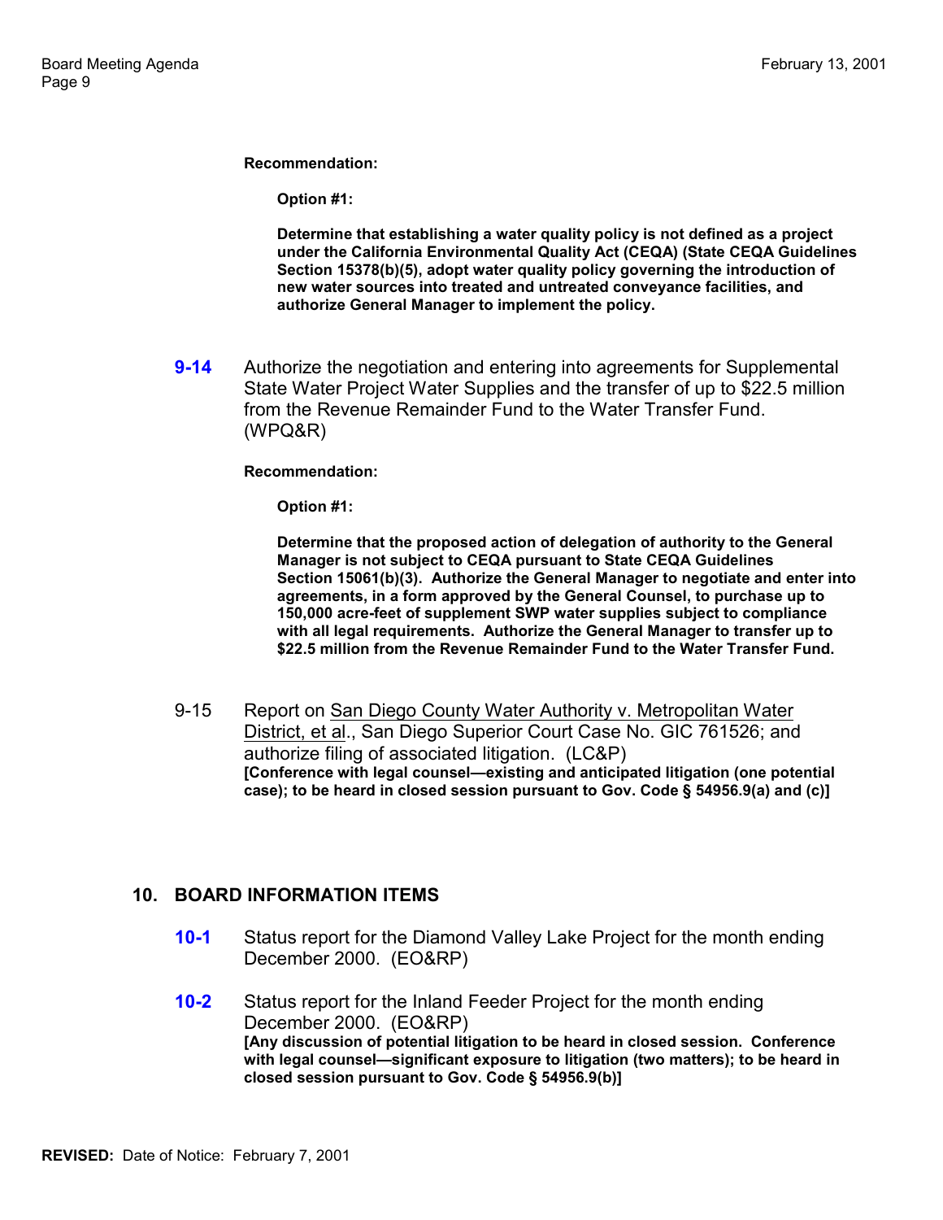**Recommendation:**

**Option #1:**

**Determine that establishing a water quality policy is not defined as a project under the California Environmental Quality Act (CEQA) (State CEQA Guidelines Section 15378(b)(5), adopt water quality policy governing the introduction of new water sources into treated and untreated conveyance facilities, and authorize General Manager to implement the policy.**

**9-14** Authorize the negotiation and entering into agreements for Supplemental State Water Project Water Supplies and the transfer of up to $22.5 million from the Revenue Remainder Fund to the Water Transfer Fund. (WPQ&R)

**Recommendation:**

**Option #1:**

**Determine that the proposed action of delegation of authority to the General Manager is not subject to CEQA pursuant to State CEQA Guidelines Section 15061(b)(3). Authorize the General Manager to negotiate and enter into agreements, in a form approved by the General Counsel, to purchase up to 150,000 acre-feet of supplement SWP water supplies subject to compliance with all legal requirements. Authorize the General Manager to transfer up to $22.5 million from the Revenue Remainder Fund to the Water Transfer Fund.**

9-15 Report on San Diego County Water Authority v. Metropolitan Water District, et al., San Diego Superior Court Case No. GIC 761526; and authorize filing of associated litigation. (LC&P)
**[Conference with legal counsel—existing and anticipated litigation (one potential case); to be heard in closed session pursuant to Gov. Code § 54956.9(a) and (c)]**

## 10. BOARD INFORMATION ITEMS

**10-1** Status report for the Diamond Valley Lake Project for the month ending December 2000. (EO&RP)

**10-2** Status report for the Inland Feeder Project for the month ending December 2000. (EO&RP)
**[Any discussion of potential litigation to be heard in closed session. Conference with legal counsel—significant exposure to litigation (two matters); to be heard in closed session pursuant to Gov. Code § 54956.9(b)]**

**REVISED:** Date of Notice: February 7, 2001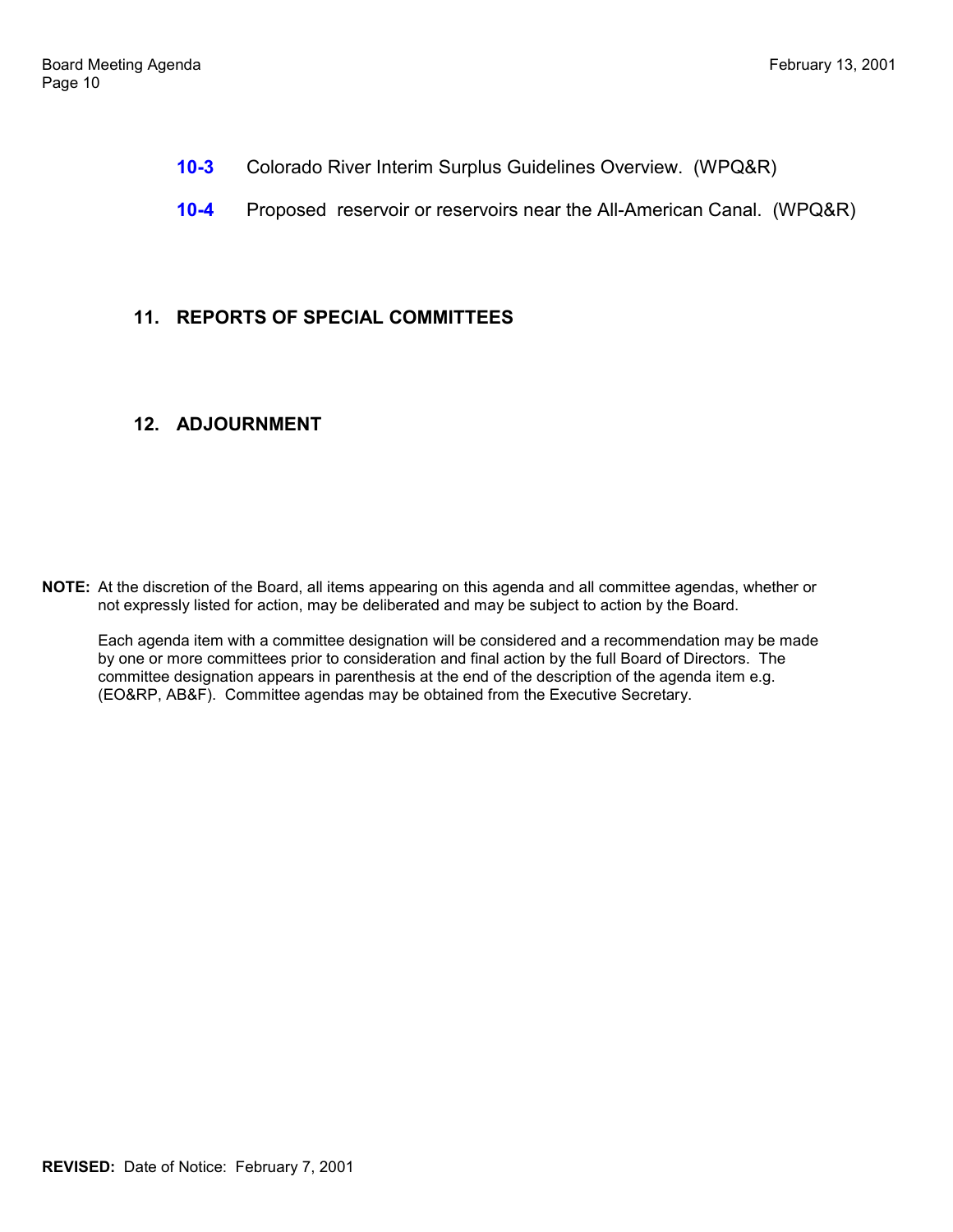**10-3** Colorado River Interim Surplus Guidelines Overview. (WPQ&R)

**10-4** Proposed reservoir or reservoirs near the All-American Canal. (WPQ&R)

## 11. REPORTS OF SPECIAL COMMITTEES

## 12. ADJOURNMENT

**NOTE:** At the discretion of the Board, all items appearing on this agenda and all committee agendas, whether or not expressly listed for action, may be deliberated and may be subject to action by the Board.

Each agenda item with a committee designation will be considered and a recommendation may be made by one or more committees prior to consideration and final action by the full Board of Directors. The committee designation appears in parenthesis at the end of the description of the agenda item e.g. (EO&RP, AB&F). Committee agendas may be obtained from the Executive Secretary.

**REVISED:** Date of Notice: February 7, 2001